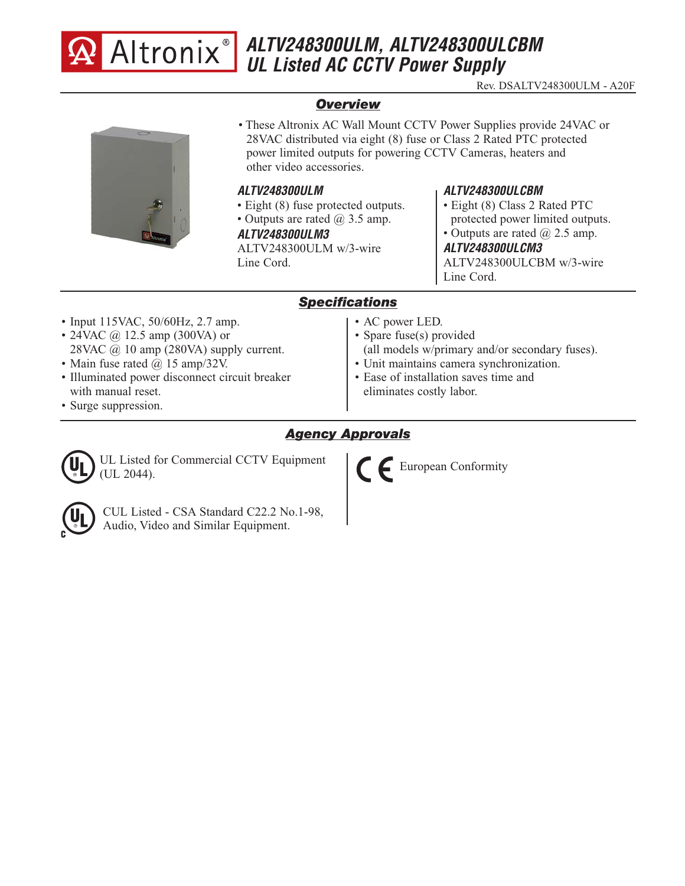# ALTV248300ULM, ALTV248300ULCBM UL Listed AC CCTV Power Supply

Rev. DSALTV248300ULM - A20F

## Overview

- These Altronix AC Wall Mount CCTV Power Supplies provide 24VAC or 28VAC distributed via eight (8) fuse or Class 2 Rated PTC protected power limited outputs for powering CCTV Cameras, heaters and other video accessories.

### ALTV248300ULM

- Eight (8) fuse protected outputs.
- Outputs are rated @ 3.5 amp.

### ALTV248300ULM3

ALTV248300ULM w/3-wire Line Cord.

### ALTV248300ULCBM

- Eight (8) Class 2 Rated PTC protected power limited outputs.
- Outputs are rated @ 2.5 amp.

### ALTV248300ULCM3

ALTV248300ULCBM w/3-wire Line Cord.

## Specifications

- Input 115VAC, 50/60Hz, 2.7 amp.
- 24VAC @ 12.5 amp (300VA) or 28VAC @ 10 amp (280VA) supply current.
- Main fuse rated @ 15 amp/32V.
- Illuminated power disconnect circuit breaker with manual reset.
- Surge suppression.
- AC power LED.
- Spare fuse(s) provided (all models w/primary and/or secondary fuses).
- Unit maintains camera synchronization.
- Ease of installation saves time and eliminates costly labor.

## Agency Approvals

UL Listed for Commercial CCTV Equipment (UL 2044).

CUL Listed - CSA Standard C22.2 No.1-98, Audio, Video and Similar Equipment.

CE European Conformity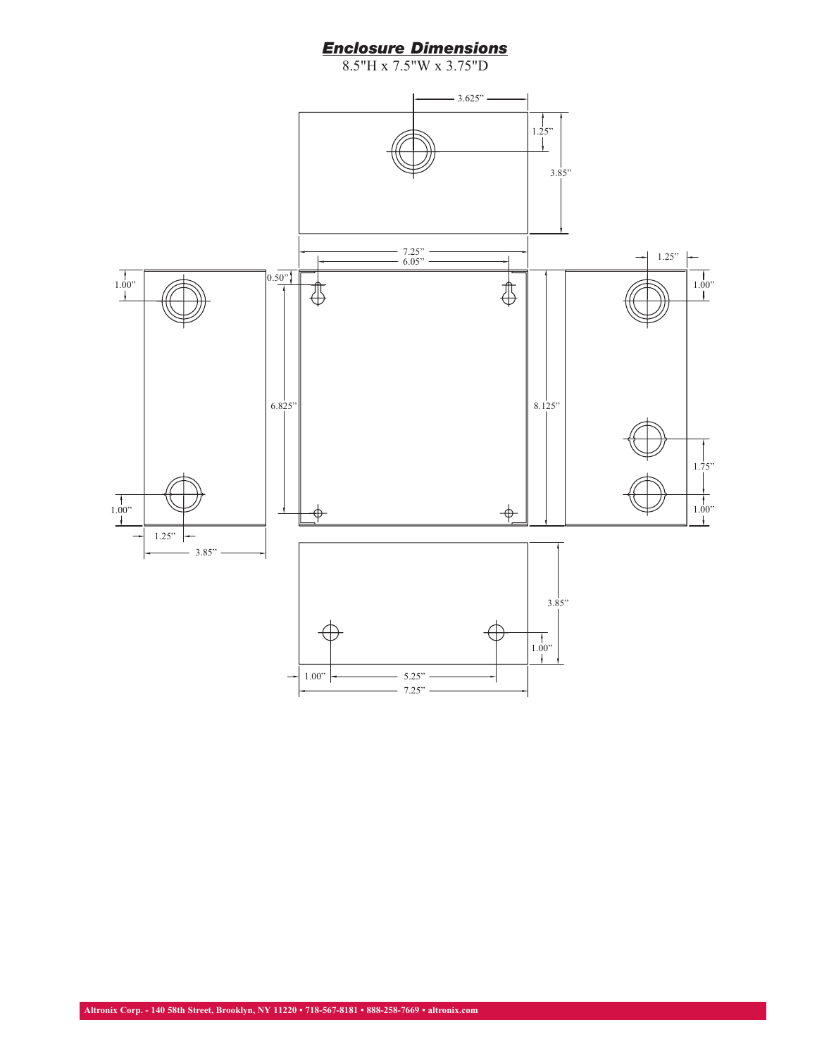## *Enclosure Dimensions*

8.5"H x 7.5"W x 3.75"D

3.625"

1.25"

3.85"

7.25"

6.05"

1.25"

1.00"

0.50"

1.00"

6.825"

8.125"

1.75"

1.00"

1.00"

1.25"

3.85"

3.85"

1.00"

1.00"

5.25"

7.25"